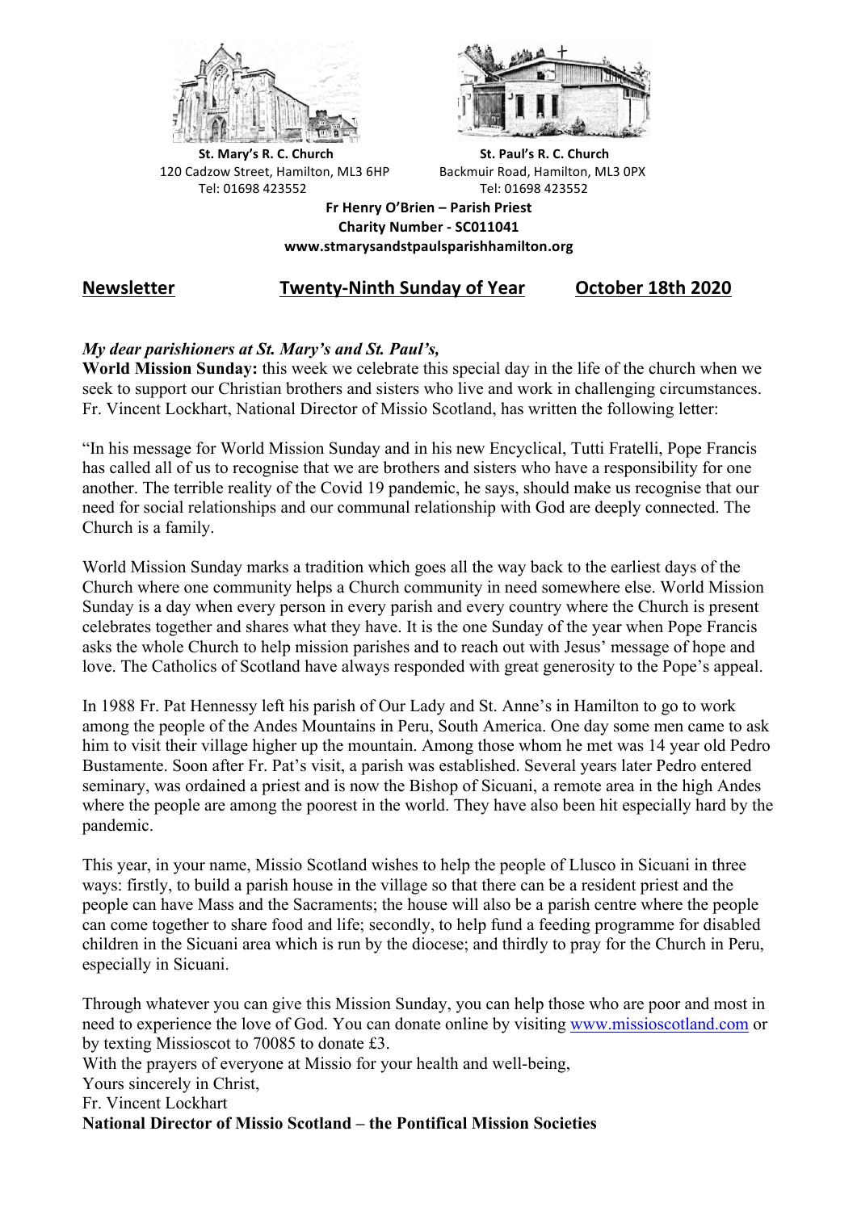**St. Mary's R. C. Church**
120 Cadzow Street, Hamilton, ML3 6HP
Tel: 01698 423552

**St. Paul's R. C. Church**
Backmuir Road, Hamilton, ML3 0PX
Tel: 01698 423552

**Fr Henry O'Brien – Parish Priest**
**Charity Number - SC011041**
**www.stmarysandstpaulsparishhamilton.org**

**Newsletter** **Twenty-Ninth Sunday of Year** **October 18th 2020**

***My dear parishioners at St. Mary's and St. Paul's,***

**World Mission Sunday:** this week we celebrate this special day in the life of the church when we seek to support our Christian brothers and sisters who live and work in challenging circumstances. Fr. Vincent Lockhart, National Director of Missio Scotland, has written the following letter:

"In his message for World Mission Sunday and in his new Encyclical, Tutti Fratelli, Pope Francis has called all of us to recognise that we are brothers and sisters who have a responsibility for one another. The terrible reality of the Covid 19 pandemic, he says, should make us recognise that our need for social relationships and our communal relationship with God are deeply connected. The Church is a family.

World Mission Sunday marks a tradition which goes all the way back to the earliest days of the Church where one community helps a Church community in need somewhere else. World Mission Sunday is a day when every person in every parish and every country where the Church is present celebrates together and shares what they have. It is the one Sunday of the year when Pope Francis asks the whole Church to help mission parishes and to reach out with Jesus' message of hope and love. The Catholics of Scotland have always responded with great generosity to the Pope's appeal.

In 1988 Fr. Pat Hennessy left his parish of Our Lady and St. Anne's in Hamilton to go to work among the people of the Andes Mountains in Peru, South America. One day some men came to ask him to visit their village higher up the mountain. Among those whom he met was 14 year old Pedro Bustamente. Soon after Fr. Pat's visit, a parish was established. Several years later Pedro entered seminary, was ordained a priest and is now the Bishop of Sicuani, a remote area in the high Andes where the people are among the poorest in the world. They have also been hit especially hard by the pandemic.

This year, in your name, Missio Scotland wishes to help the people of Llusco in Sicuani in three ways: firstly, to build a parish house in the village so that there can be a resident priest and the people can have Mass and the Sacraments; the house will also be a parish centre where the people can come together to share food and life; secondly, to help fund a feeding programme for disabled children in the Sicuani area which is run by the diocese; and thirdly to pray for the Church in Peru, especially in Sicuani.

Through whatever you can give this Mission Sunday, you can help those who are poor and most in need to experience the love of God. You can donate online by visiting www.missioscotland.com or by texting Missioscot to 70085 to donate £3.
With the prayers of everyone at Missio for your health and well-being,
Yours sincerely in Christ,
Fr. Vincent Lockhart
**National Director of Missio Scotland – the Pontifical Mission Societies**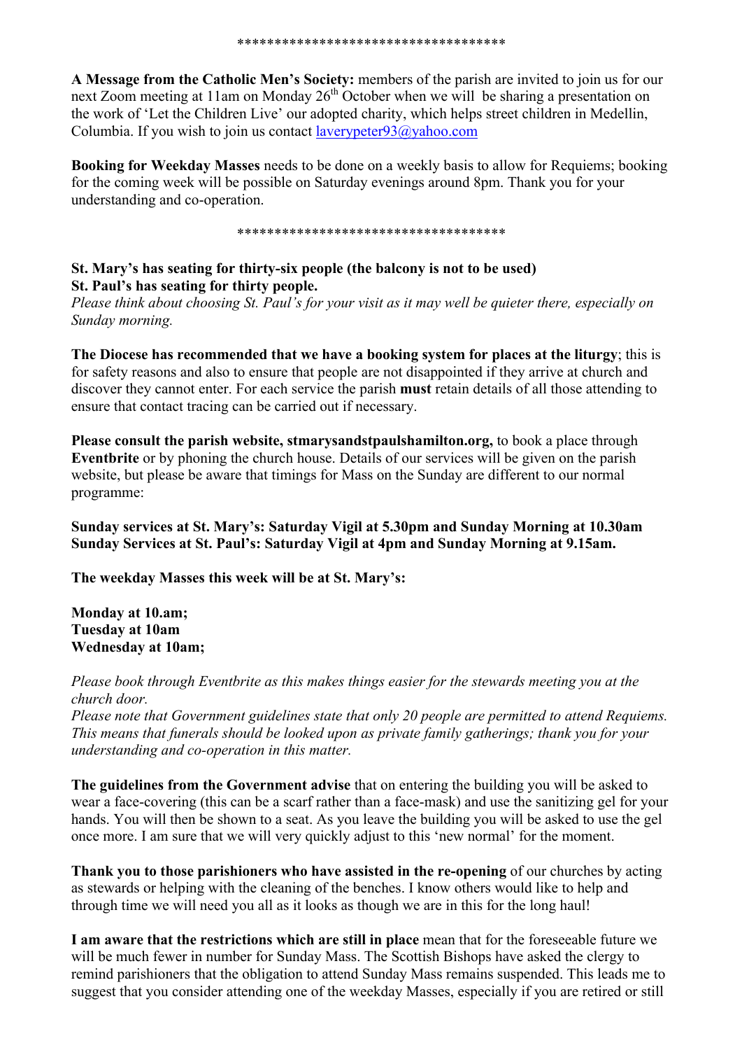\*\*\*\*\*\*\*\*\*\*\*\*\*\*\*\*\*\*\*\*\*\*\*\*\*\*\*\*\*\*\*\*\*\*\*

**A Message from the Catholic Men's Society:** members of the parish are invited to join us for our next Zoom meeting at 11am on Monday 26th October when we will be sharing a presentation on the work of 'Let the Children Live' our adopted charity, which helps street children in Medellin, Columbia. If you wish to join us contact laverypeter93@yahoo.com

**Booking for Weekday Masses** needs to be done on a weekly basis to allow for Requiems; booking for the coming week will be possible on Saturday evenings around 8pm. Thank you for your understanding and co-operation.

\*\*\*\*\*\*\*\*\*\*\*\*\*\*\*\*\*\*\*\*\*\*\*\*\*\*\*\*\*\*\*\*\*\*\*

**St. Mary's has seating for thirty-six people (the balcony is not to be used)**
**St. Paul's has seating for thirty people.**
*Please think about choosing St. Paul's for your visit as it may well be quieter there, especially on Sunday morning.*

**The Diocese has recommended that we have a booking system for places at the liturgy**; this is for safety reasons and also to ensure that people are not disappointed if they arrive at church and discover they cannot enter. For each service the parish **must** retain details of all those attending to ensure that contact tracing can be carried out if necessary.

**Please consult the parish website, stmarysandstpaulshamilton.org,** to book a place through **Eventbrite** or by phoning the church house. Details of our services will be given on the parish website, but please be aware that timings for Mass on the Sunday are different to our normal programme:

**Sunday services at St. Mary's: Saturday Vigil at 5.30pm and Sunday Morning at 10.30am**
**Sunday Services at St. Paul's: Saturday Vigil at 4pm and Sunday Morning at 9.15am.**

**The weekday Masses this week will be at St. Mary's:**

**Monday at 10.am;**
**Tuesday at 10am**
**Wednesday at 10am;**

*Please book through Eventbrite as this makes things easier for the stewards meeting you at the church door.*
*Please note that Government guidelines state that only 20 people are permitted to attend Requiems. This means that funerals should be looked upon as private family gatherings; thank you for your understanding and co-operation in this matter.*

**The guidelines from the Government advise** that on entering the building you will be asked to wear a face-covering (this can be a scarf rather than a face-mask) and use the sanitizing gel for your hands. You will then be shown to a seat. As you leave the building you will be asked to use the gel once more. I am sure that we will very quickly adjust to this 'new normal' for the moment.

**Thank you to those parishioners who have assisted in the re-opening** of our churches by acting as stewards or helping with the cleaning of the benches. I know others would like to help and through time we will need you all as it looks as though we are in this for the long haul!

**I am aware that the restrictions which are still in place** mean that for the foreseeable future we will be much fewer in number for Sunday Mass. The Scottish Bishops have asked the clergy to remind parishioners that the obligation to attend Sunday Mass remains suspended. This leads me to suggest that you consider attending one of the weekday Masses, especially if you are retired or still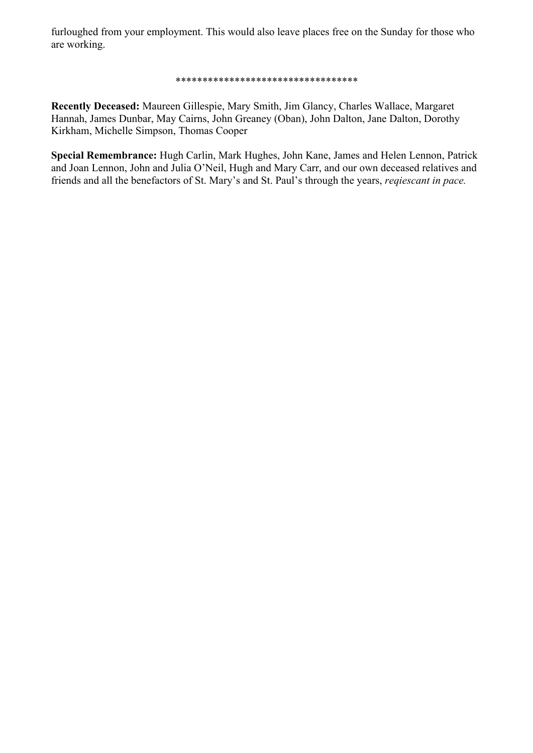furloughed from your employment. This would also leave places free on the Sunday for those who are working.

**********************************

**Recently Deceased:** Maureen Gillespie, Mary Smith, Jim Glancy, Charles Wallace, Margaret Hannah, James Dunbar, May Cairns, John Greaney (Oban), John Dalton, Jane Dalton, Dorothy Kirkham, Michelle Simpson, Thomas Cooper

**Special Remembrance:** Hugh Carlin, Mark Hughes, John Kane, James and Helen Lennon, Patrick and Joan Lennon, John and Julia O'Neil, Hugh and Mary Carr, and our own deceased relatives and friends and all the benefactors of St. Mary's and St. Paul's through the years, *reqiescant in pace.*